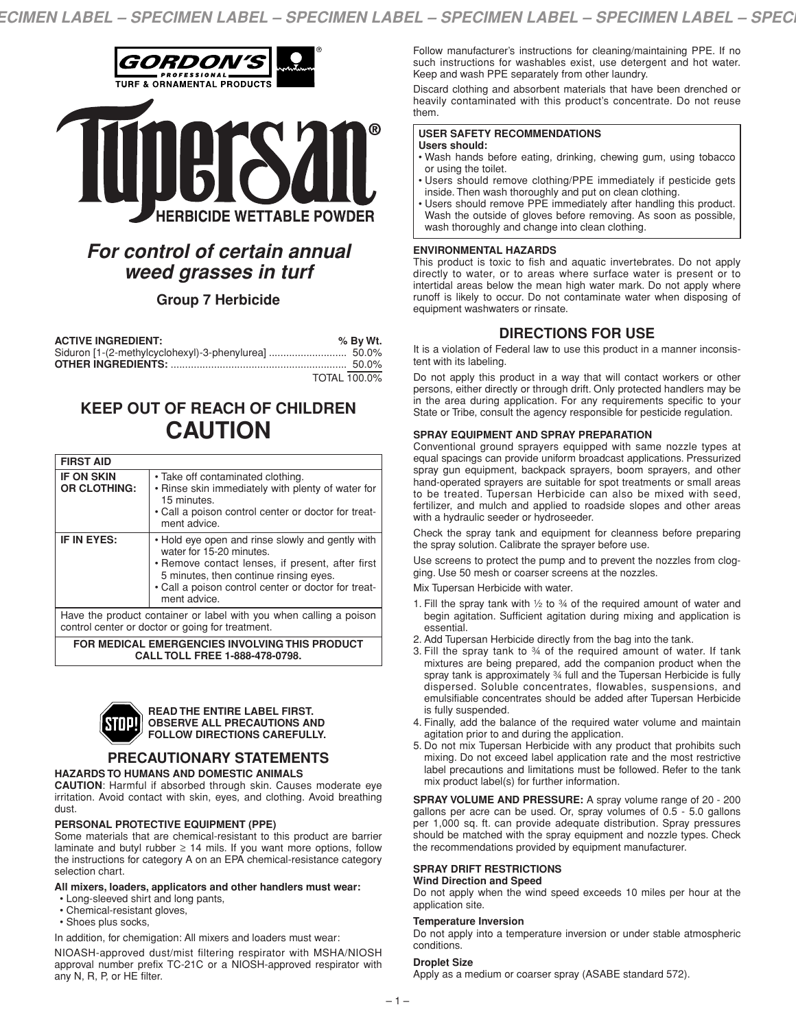GORDON'S® PROFESSIONAL TURF & ORNAMENTAL PRODUCTS

# Tupersan®

## HERBICIDE WETTABLE POWDER

## *For control of certain annual weed grasses in turf*

### Group 7 Herbicide

| ACTIVE INGREDIENT: | % By Wt. |
|---|---|
| Siduron [1-(2-methylcyclohexyl)-3-phenylurea] | 50.0% |
| OTHER INGREDIENTS: | 50.0% |
| | TOTAL 100.0% |

## KEEP OUT OF REACH OF CHILDREN
## CAUTION

| FIRST AID | |
|---|---|
| **IF ON SKIN OR CLOTHING:** | • Take off contaminated clothing. • Rinse skin immediately with plenty of water for 15 minutes. • Call a poison control center or doctor for treatment advice. |
| **IF IN EYES:** | • Hold eye open and rinse slowly and gently with water for 15-20 minutes. • Remove contact lenses, if present, after first 5 minutes, then continue rinsing eyes. • Call a poison control center or doctor for treatment advice. |
| Have the product container or label with you when calling a poison control center or doctor or going for treatment. | |
| **FOR MEDICAL EMERGENCIES INVOLVING THIS PRODUCT CALL TOLL FREE 1-888-478-0798.** | |

**STOP! READ THE ENTIRE LABEL FIRST. OBSERVE ALL PRECAUTIONS AND FOLLOW DIRECTIONS CAREFULLY.**

## PRECAUTIONARY STATEMENTS

### HAZARDS TO HUMANS AND DOMESTIC ANIMALS

**CAUTION**: Harmful if absorbed through skin. Causes moderate eye irritation. Avoid contact with skin, eyes, and clothing. Avoid breathing dust.

### PERSONAL PROTECTIVE EQUIPMENT (PPE)

Some materials that are chemical-resistant to this product are barrier laminate and butyl rubber ≥ 14 mils. If you want more options, follow the instructions for category A on an EPA chemical-resistance category selection chart.

**All mixers, loaders, applicators and other handlers must wear:**

- Long-sleeved shirt and long pants,
- Chemical-resistant gloves,
- Shoes plus socks,

In addition, for chemigation: All mixers and loaders must wear:

NIOASH-approved dust/mist filtering respirator with MSHA/NIOSH approval number prefix TC-21C or a NIOSH-approved respirator with any N, R, P, or HE filter.

Follow manufacturer's instructions for cleaning/maintaining PPE. If no such instructions for washables exist, use detergent and hot water. Keep and wash PPE separately from other laundry.

Discard clothing and absorbent materials that have been drenched or heavily contaminated with this product's concentrate. Do not reuse them.

**USER SAFETY RECOMMENDATIONS**
**Users should:**

- Wash hands before eating, drinking, chewing gum, using tobacco or using the toilet.
- Users should remove clothing/PPE immediately if pesticide gets inside. Then wash thoroughly and put on clean clothing.
- Users should remove PPE immediately after handling this product. Wash the outside of gloves before removing. As soon as possible, wash thoroughly and change into clean clothing.

### ENVIRONMENTAL HAZARDS

This product is toxic to fish and aquatic invertebrates. Do not apply directly to water, or to areas where surface water is present or to intertidal areas below the mean high water mark. Do not apply where runoff is likely to occur. Do not contaminate water when disposing of equipment washwaters or rinsate.

## DIRECTIONS FOR USE

It is a violation of Federal law to use this product in a manner inconsistent with its labeling.

Do not apply this product in a way that will contact workers or other persons, either directly or through drift. Only protected handlers may be in the area during application. For any requirements specific to your State or Tribe, consult the agency responsible for pesticide regulation.

### SPRAY EQUIPMENT AND SPRAY PREPARATION

Conventional ground sprayers equipped with same nozzle types at equal spacings can provide uniform broadcast applications. Pressurized spray gun equipment, backpack sprayers, boom sprayers, and other hand-operated sprayers are suitable for spot treatments or small areas to be treated. Tupersan Herbicide can also be mixed with seed, fertilizer, and mulch and applied to roadside slopes and other areas with a hydraulic seeder or hydroseeder.

Check the spray tank and equipment for cleanness before preparing the spray solution. Calibrate the sprayer before use.

Use screens to protect the pump and to prevent the nozzles from clogging. Use 50 mesh or coarser screens at the nozzles.

Mix Tupersan Herbicide with water.

1. Fill the spray tank with ½ to ¾ of the required amount of water and begin agitation. Sufficient agitation during mixing and application is essential.
2. Add Tupersan Herbicide directly from the bag into the tank.
3. Fill the spray tank to ¾ of the required amount of water. If tank mixtures are being prepared, add the companion product when the spray tank is approximately ¾ full and the Tupersan Herbicide is fully dispersed. Soluble concentrates, flowables, suspensions, and emulsifiable concentrates should be added after Tupersan Herbicide is fully suspended.
4. Finally, add the balance of the required water volume and maintain agitation prior to and during the application.
5. Do not mix Tupersan Herbicide with any product that prohibits such mixing. Do not exceed label application rate and the most restrictive label precautions and limitations must be followed. Refer to the tank mix product label(s) for further information.

**SPRAY VOLUME AND PRESSURE:** A spray volume range of 20 - 200 gallons per acre can be used. Or, spray volumes of 0.5 - 5.0 gallons per 1,000 sq. ft. can provide adequate distribution. Spray pressures should be matched with the spray equipment and nozzle types. Check the recommendations provided by equipment manufacturer.

### SPRAY DRIFT RESTRICTIONS

**Wind Direction and Speed**

Do not apply when the wind speed exceeds 10 miles per hour at the application site.

**Temperature Inversion**

Do not apply into a temperature inversion or under stable atmospheric conditions.

**Droplet Size**

Apply as a medium or coarser spray (ASABE standard 572).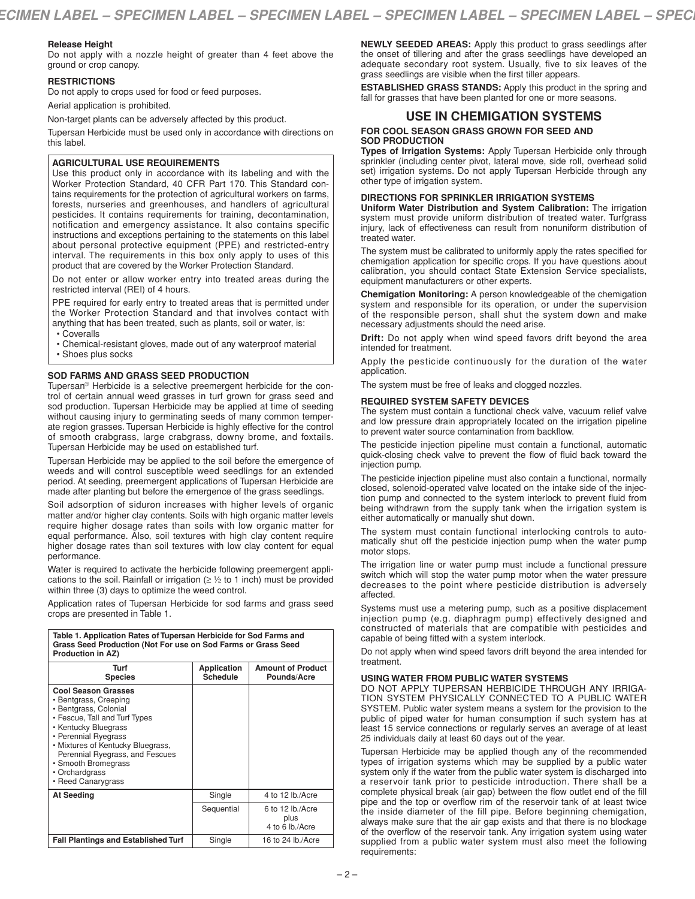**Release Height**
Do not apply with a nozzle height of greater than 4 feet above the ground or crop canopy.

**RESTRICTIONS**
Do not apply to crops used for food or feed purposes.

Aerial application is prohibited.

Non-target plants can be adversely affected by this product.

Tupersan Herbicide must be used only in accordance with directions on this label.

**AGRICULTURAL USE REQUIREMENTS**
Use this product only in accordance with its labeling and with the Worker Protection Standard, 40 CFR Part 170. This Standard contains requirements for the protection of agricultural workers on farms, forests, nurseries and greenhouses, and handlers of agricultural pesticides. It contains requirements for training, decontamination, notification and emergency assistance. It also contains specific instructions and exceptions pertaining to the statements on this label about personal protective equipment (PPE) and restricted-entry interval. The requirements in this box only apply to uses of this product that are covered by the Worker Protection Standard.

Do not enter or allow worker entry into treated areas during the restricted interval (REI) of 4 hours.

PPE required for early entry to treated areas that is permitted under the Worker Protection Standard and that involves contact with anything that has been treated, such as plants, soil or water, is:
- Coveralls
- Chemical-resistant gloves, made out of any waterproof material
- Shoes plus socks

**SOD FARMS AND GRASS SEED PRODUCTION**
Tupersan® Herbicide is a selective preemergent herbicide for the control of certain annual weed grasses in turf grown for grass seed and sod production. Tupersan Herbicide may be applied at time of seeding without causing injury to germinating seeds of many common temperate region grasses. Tupersan Herbicide is highly effective for the control of smooth crabgrass, large crabgrass, downy brome, and foxtails. Tupersan Herbicide may be used on established turf.

Tupersan Herbicide may be applied to the soil before the emergence of weeds and will control susceptible weed seedlings for an extended period. At seeding, preemergent applications of Tupersan Herbicide are made after planting but before the emergence of the grass seedlings.

Soil adsorption of siduron increases with higher levels of organic matter and/or higher clay contents. Soils with high organic matter levels require higher dosage rates than soils with low organic matter for equal performance. Also, soil textures with high clay content require higher dosage rates than soil textures with low clay content for equal performance.

Water is required to activate the herbicide following preemergent applications to the soil. Rainfall or irrigation (≥ ½ to 1 inch) must be provided within three (3) days to optimize the weed control.

Application rates of Tupersan Herbicide for sod farms and grass seed crops are presented in Table 1.

**Table 1. Application Rates of Tupersan Herbicide for Sod Farms and Grass Seed Production (Not For use on Sod Farms or Grass Seed Production in AZ)**

| Turf Species | Application Schedule | Amount of Product Pounds/Acre |
|---|---|---|
| **Cool Season Grasses**<br>• Bentgrass, Creeping<br>• Bentgrass, Colonial<br>• Fescue, Tall and Turf Types<br>• Kentucky Bluegrass<br>• Perennial Ryegrass<br>• Mixtures of Kentucky Bluegrass, Perennial Ryegrass, and Fescues<br>• Smooth Bromegrass<br>• Orchardgrass<br>• Reed Canarygrass | | |
| **At Seeding** | Single | 4 to 12 lb./Acre |
| | Sequential | 6 to 12 lb./Acre plus 4 to 6 lb./Acre |
| **Fall Plantings and Established Turf** | Single | 16 to 24 lb./Acre |

**NEWLY SEEDED AREAS:** Apply this product to grass seedlings after the onset of tillering and after the grass seedlings have developed an adequate secondary root system. Usually, five to six leaves of the grass seedlings are visible when the first tiller appears.

**ESTABLISHED GRASS STANDS:** Apply this product in the spring and fall for grasses that have been planted for one or more seasons.

## USE IN CHEMIGATION SYSTEMS

**FOR COOL SEASON GRASS GROWN FOR SEED AND SOD PRODUCTION**
**Types of Irrigation Systems:** Apply Tupersan Herbicide only through sprinkler (including center pivot, lateral move, side roll, overhead solid set) irrigation systems. Do not apply Tupersan Herbicide through any other type of irrigation system.

**DIRECTIONS FOR SPRINKLER IRRIGATION SYSTEMS**
**Uniform Water Distribution and System Calibration:** The irrigation system must provide uniform distribution of treated water. Turfgrass injury, lack of effectiveness can result from nonuniform distribution of treated water.

The system must be calibrated to uniformly apply the rates specified for chemigation application for specific crops. If you have questions about calibration, you should contact State Extension Service specialists, equipment manufacturers or other experts.

**Chemigation Monitoring:** A person knowledgeable of the chemigation system and responsible for its operation, or under the supervision of the responsible person, shall shut the system down and make necessary adjustments should the need arise.

**Drift:** Do not apply when wind speed favors drift beyond the area intended for treatment.

Apply the pesticide continuously for the duration of the water application.

The system must be free of leaks and clogged nozzles.

**REQUIRED SYSTEM SAFETY DEVICES**
The system must contain a functional check valve, vacuum relief valve and low pressure drain appropriately located on the irrigation pipeline to prevent water source contamination from backflow.

The pesticide injection pipeline must contain a functional, automatic quick-closing check valve to prevent the flow of fluid back toward the injection pump.

The pesticide injection pipeline must also contain a functional, normally closed, solenoid-operated valve located on the intake side of the injection pump and connected to the system interlock to prevent fluid from being withdrawn from the supply tank when the irrigation system is either automatically or manually shut down.

The system must contain functional interlocking controls to automatically shut off the pesticide injection pump when the water pump motor stops.

The irrigation line or water pump must include a functional pressure switch which will stop the water pump motor when the water pressure decreases to the point where pesticide distribution is adversely affected.

Systems must use a metering pump, such as a positive displacement injection pump (e.g. diaphragm pump) effectively designed and constructed of materials that are compatible with pesticides and capable of being fitted with a system interlock.

Do not apply when wind speed favors drift beyond the area intended for treatment.

**USING WATER FROM PUBLIC WATER SYSTEMS**
DO NOT APPLY TUPERSAN HERBICIDE THROUGH ANY IRRIGATION SYSTEM PHYSICALLY CONNECTED TO A PUBLIC WATER SYSTEM. Public water system means a system for the provision to the public of piped water for human consumption if such system has at least 15 service connections or regularly serves an average of at least 25 individuals daily at least 60 days out of the year.

Tupersan Herbicide may be applied though any of the recommended types of irrigation systems which may be supplied by a public water system only if the water from the public water system is discharged into a reservoir tank prior to pesticide introduction. There shall be a complete physical break (air gap) between the flow outlet end of the fill pipe and the top or overflow rim of the reservoir tank of at least twice the inside diameter of the fill pipe. Before beginning chemigation, always make sure that the air gap exists and that there is no blockage of the overflow of the reservoir tank. Any irrigation system using water supplied from a public water system must also meet the following requirements: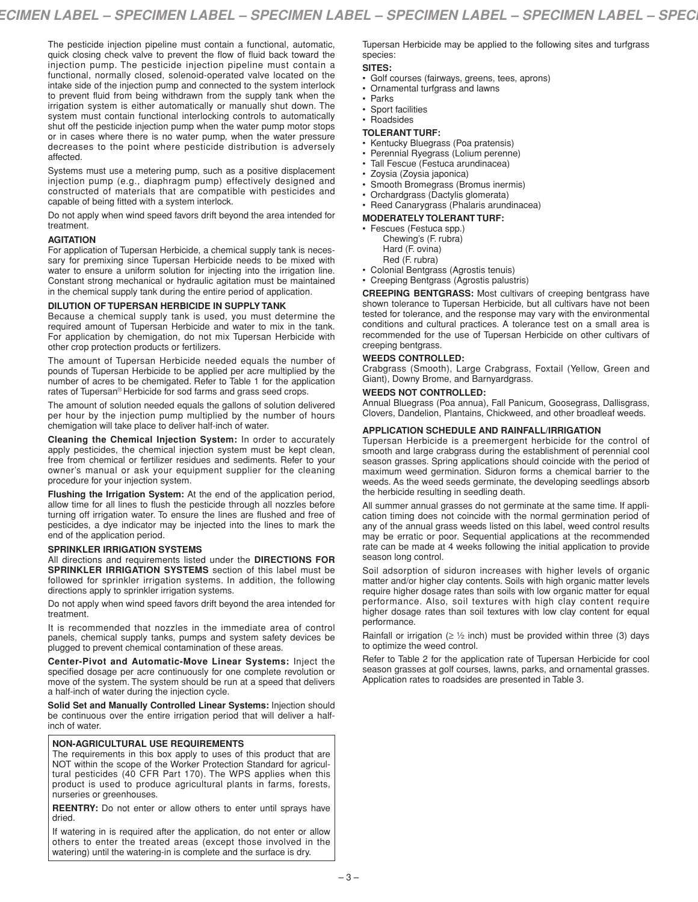The pesticide injection pipeline must contain a functional, automatic, quick closing check valve to prevent the flow of fluid back toward the injection pump. The pesticide injection pipeline must contain a functional, normally closed, solenoid-operated valve located on the intake side of the injection pump and connected to the system interlock to prevent fluid from being withdrawn from the supply tank when the irrigation system is either automatically or manually shut down. The system must contain functional interlocking controls to automatically shut off the pesticide injection pump when the water pump motor stops or in cases where there is no water pump, when the water pressure decreases to the point where pesticide distribution is adversely affected.

Systems must use a metering pump, such as a positive displacement injection pump (e.g., diaphragm pump) effectively designed and constructed of materials that are compatible with pesticides and capable of being fitted with a system interlock.

Do not apply when wind speed favors drift beyond the area intended for treatment.

**AGITATION**

For application of Tupersan Herbicide, a chemical supply tank is necessary for premixing since Tupersan Herbicide needs to be mixed with water to ensure a uniform solution for injecting into the irrigation line. Constant strong mechanical or hydraulic agitation must be maintained in the chemical supply tank during the entire period of application.

**DILUTION OF TUPERSAN HERBICIDE IN SUPPLY TANK**

Because a chemical supply tank is used, you must determine the required amount of Tupersan Herbicide and water to mix in the tank. For application by chemigation, do not mix Tupersan Herbicide with other crop protection products or fertilizers.

The amount of Tupersan Herbicide needed equals the number of pounds of Tupersan Herbicide to be applied per acre multiplied by the number of acres to be chemigated. Refer to Table 1 for the application rates of Tupersan® Herbicide for sod farms and grass seed crops.

The amount of solution needed equals the gallons of solution delivered per hour by the injection pump multiplied by the number of hours chemigation will take place to deliver half-inch of water.

**Cleaning the Chemical Injection System:** In order to accurately apply pesticides, the chemical injection system must be kept clean, free from chemical or fertilizer residues and sediments. Refer to your owner's manual or ask your equipment supplier for the cleaning procedure for your injection system.

**Flushing the Irrigation System:** At the end of the application period, allow time for all lines to flush the pesticide through all nozzles before turning off irrigation water. To ensure the lines are flushed and free of pesticides, a dye indicator may be injected into the lines to mark the end of the application period.

**SPRINKLER IRRIGATION SYSTEMS**

All directions and requirements listed under the **DIRECTIONS FOR SPRINKLER IRRIGATION SYSTEMS** section of this label must be followed for sprinkler irrigation systems. In addition, the following directions apply to sprinkler irrigation systems.

Do not apply when wind speed favors drift beyond the area intended for treatment.

It is recommended that nozzles in the immediate area of control panels, chemical supply tanks, pumps and system safety devices be plugged to prevent chemical contamination of these areas.

**Center-Pivot and Automatic-Move Linear Systems:** Inject the specified dosage per acre continuously for one complete revolution or move of the system. The system should be run at a speed that delivers a half-inch of water during the injection cycle.

**Solid Set and Manually Controlled Linear Systems:** Injection should be continuous over the entire irrigation period that will deliver a half-inch of water.

**NON-AGRICULTURAL USE REQUIREMENTS**

The requirements in this box apply to uses of this product that are NOT within the scope of the Worker Protection Standard for agricultural pesticides (40 CFR Part 170). The WPS applies when this product is used to produce agricultural plants in farms, forests, nurseries or greenhouses.

**REENTRY:** Do not enter or allow others to enter until sprays have dried.

If watering in is required after the application, do not enter or allow others to enter the treated areas (except those involved in the watering) until the watering-in is complete and the surface is dry.

Tupersan Herbicide may be applied to the following sites and turfgrass species:

**SITES:**
- Golf courses (fairways, greens, tees, aprons)
- Ornamental turfgrass and lawns
- Parks
- Sport facilities
- Roadsides

**TOLERANT TURF:**
- Kentucky Bluegrass (Poa pratensis)
- Perennial Ryegrass (Lolium perenne)
- Tall Fescue (Festuca arundinacea)
- Zoysia (Zoysia japonica)
- Smooth Bromegrass (Bromus inermis)
- Orchardgrass (Dactylis glomerata)
- Reed Canarygrass (Phalaris arundinacea)

**MODERATELY TOLERANT TURF:**
- Fescues (Festuca spp.)
  - Chewing's (F. rubra)
  - Hard (F. ovina)
  - Red (F. rubra)
- Colonial Bentgrass (Agrostis tenuis)
- Creeping Bentgrass (Agrostis palustris)

**CREEPING BENTGRASS:** Most cultivars of creeping bentgrass have shown tolerance to Tupersan Herbicide, but all cultivars have not been tested for tolerance, and the response may vary with the environmental conditions and cultural practices. A tolerance test on a small area is recommended for the use of Tupersan Herbicide on other cultivars of creeping bentgrass.

**WEEDS CONTROLLED:**

Crabgrass (Smooth), Large Crabgrass, Foxtail (Yellow, Green and Giant), Downy Brome, and Barnyardgrass.

**WEEDS NOT CONTROLLED:**

Annual Bluegrass (Poa annua), Fall Panicum, Goosegrass, Dallisgrass, Clovers, Dandelion, Plantains, Chickweed, and other broadleaf weeds.

**APPLICATION SCHEDULE AND RAINFALL/IRRIGATION**

Tupersan Herbicide is a preemergent herbicide for the control of smooth and large crabgrass during the establishment of perennial cool season grasses. Spring applications should coincide with the period of maximum weed germination. Siduron forms a chemical barrier to the weeds. As the weed seeds germinate, the developing seedlings absorb the herbicide resulting in seedling death.

All summer annual grasses do not germinate at the same time. If application timing does not coincide with the normal germination period of any of the annual grass weeds listed on this label, weed control results may be erratic or poor. Sequential applications at the recommended rate can be made at 4 weeks following the initial application to provide season long control.

Soil adsorption of siduron increases with higher levels of organic matter and/or higher clay contents. Soils with high organic matter levels require higher dosage rates than soils with low organic matter for equal performance. Also, soil textures with high clay content require higher dosage rates than soil textures with low clay content for equal performance.

Rainfall or irrigation ($\geq \frac{1}{2}$ inch) must be provided within three (3) days to optimize the weed control.

Refer to Table 2 for the application rate of Tupersan Herbicide for cool season grasses at golf courses, lawns, parks, and ornamental grasses. Application rates to roadsides are presented in Table 3.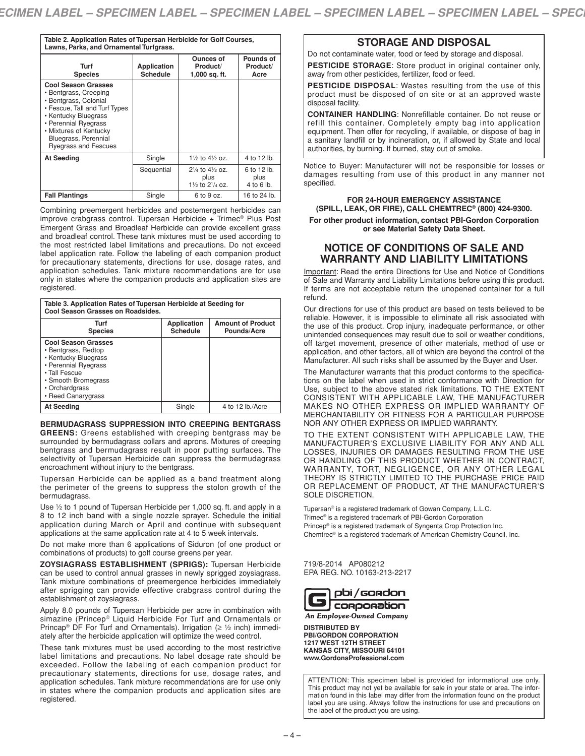| Table 2. Application Rates of Tupersan Herbicide for Golf Courses, Lawns, Parks, and Ornamental Turfgrass. | | | |
|---|---|---|---|
| **Turf Species** | **Application Schedule** | **Ounces of Product/ 1,000 sq. ft.** | **Pounds of Product/ Acre** |
| **Cool Season Grasses**<br>• Bentgrass, Creeping<br>• Bentgrass, Colonial<br>• Fescue, Tall and Turf Types<br>• Kentucky Bluegrass<br>• Perennial Ryegrass<br>• Mixtures of Kentucky Bluegrass, Perennial Ryegrass and Fescues | | | |
| **At Seeding** | Single | 1½ to 4½ oz. | 4 to 12 lb. |
| | Sequential | 2¼ to 4½ oz. plus 1½ to 2¼ oz. | 6 to 12 lb. plus 4 to 6 lb. |
| **Fall Plantings** | Single | 6 to 9 oz. | 16 to 24 lb. |

Combining preemergent herbicides and postemergent herbicides can improve crabgrass control. Tupersan Herbicide + Trimec® Plus Post Emergent Grass and Broadleaf Herbicide can provide excellent grass and broadleaf control. These tank mixtures must be used according to the most restricted label limitations and precautions. Do not exceed label application rate. Follow the labeling of each companion product for precautionary statements, directions for use, dosage rates, and application schedules. Tank mixture recommendations are for use only in states where the companion products and application sites are registered.

| Table 3. Application Rates of Tupersan Herbicide at Seeding for Cool Season Grasses on Roadsides. | | |
|---|---|---|
| **Turf Species** | **Application Schedule** | **Amount of Product Pounds/Acre** |
| **Cool Season Grasses**<br>• Bentgrass, Redtop<br>• Kentucky Bluegrass<br>• Perennial Ryegrass<br>• Tall Fescue<br>• Smooth Bromegrass<br>• Orchardgrass<br>• Reed Canarygrass | | |
| **At Seeding** | Single | 4 to 12 lb./Acre |

**BERMUDAGRASS SUPPRESSION INTO CREEPING BENTGRASS GREENS:** Greens established with creeping bentgrass may be surrounded by bermudagrass collars and aprons. Mixtures of creeping bentgrass and bermudagrass result in poor putting surfaces. The selectivity of Tupersan Herbicide can suppress the bermudagrass encroachment without injury to the bentgrass.

Tupersan Herbicide can be applied as a band treatment along the perimeter of the greens to suppress the stolon growth of the bermudagrass.

Use ½ to 1 pound of Tupersan Herbicide per 1,000 sq. ft. and apply in a 8 to 12 inch band with a single nozzle sprayer. Schedule the initial application during March or April and continue with subsequent applications at the same application rate at 4 to 5 week intervals.

Do not make more than 6 applications of Siduron (of one product or combinations of products) to golf course greens per year.

**ZOYSIAGRASS ESTABLISHMENT (SPRIGS):** Tupersan Herbicide can be used to control annual grasses in newly sprigged zoysiagrass. Tank mixture combinations of preemergence herbicides immediately after sprigging can provide effective crabgrass control during the establishment of zoysiagrass.

Apply 8.0 pounds of Tupersan Herbicide per acre in combination with simazine (Princep® Liquid Herbicide For Turf and Ornamentals or Princap® DF For Turf and Ornamentals). Irrigation (≥ ½ inch) immediately after the herbicide application will optimize the weed control.

These tank mixtures must be used according to the most restrictive label limitations and precautions. No label dosage rate should be exceeded. Follow the labeling of each companion product for precautionary statements, directions for use, dosage rates, and application schedules. Tank mixture recommendations are for use only in states where the companion products and application sites are registered.

## STORAGE AND DISPOSAL

Do not contaminate water, food or feed by storage and disposal.

**PESTICIDE STORAGE**: Store product in original container only, away from other pesticides, fertilizer, food or feed.

**PESTICIDE DISPOSAL**: Wastes resulting from the use of this product must be disposed of on site or at an approved waste disposal facility.

**CONTAINER HANDLING**: Nonrefillable container. Do not reuse or refill this container. Completely empty bag into application equipment. Then offer for recycling, if available, or dispose of bag in a sanitary landfill or by incineration, or, if allowed by State and local authorities, by burning. If burned, stay out of smoke.

Notice to Buyer: Manufacturer will not be responsible for losses or damages resulting from use of this product in any manner not specified.

**FOR 24-HOUR EMERGENCY ASSISTANCE (SPILL, LEAK, OR FIRE), CALL CHEMTREC® (800) 424-9300.**

**For other product information, contact PBI-Gordon Corporation or see Material Safety Data Sheet.**

## NOTICE OF CONDITIONS OF SALE AND WARRANTY AND LIABILITY LIMITATIONS

Important: Read the entire Directions for Use and Notice of Conditions of Sale and Warranty and Liability Limitations before using this product. If terms are not acceptable return the unopened container for a full refund.

Our directions for use of this product are based on tests believed to be reliable. However, it is impossible to eliminate all risk associated with the use of this product. Crop injury, inadequate performance, or other unintended consequences may result due to soil or weather conditions, off target movement, presence of other materials, method of use or application, and other factors, all of which are beyond the control of the Manufacturer. All such risks shall be assumed by the Buyer and User.

The Manufacturer warrants that this product conforms to the specifications on the label when used in strict conformance with Direction for Use, subject to the above stated risk limitations. TO THE EXTENT CONSISTENT WITH APPLICABLE LAW, THE MANUFACTURER MAKES NO OTHER EXPRESS OR IMPLIED WARRANTY OF MERCHANTABILITY OR FITNESS FOR A PARTICULAR PURPOSE NOR ANY OTHER EXPRESS OR IMPLIED WARRANTY.

TO THE EXTENT CONSISTENT WITH APPLICABLE LAW, THE MANUFACTURER'S EXCLUSIVE LIABILITY FOR ANY AND ALL LOSSES, INJURIES OR DAMAGES RESULTING FROM THE USE OR HANDLING OF THIS PRODUCT WHETHER IN CONTRACT, WARRANTY, TORT, NEGLIGENCE, OR ANY OTHER LEGAL THEORY IS STRICTLY LIMITED TO THE PURCHASE PRICE PAID OR REPLACEMENT OF PRODUCT, AT THE MANUFACTURER'S SOLE DISCRETION.

Tupersan® is a registered trademark of Gowan Company, L.L.C.
Trimec® is a registered trademark of PBI-Gordon Corporation
Princep® is a registered trademark of Syngenta Crop Protection Inc.
Chemtrec® is a registered trademark of American Chemistry Council, Inc.

719/8-2014 AP080212
EPA REG. NO. 10163-213-2217

pbi/gordon corporation
*An Employee-Owned Company*

**DISTRIBUTED BY**
**PBI/GORDON CORPORATION**
**1217 WEST 12TH STREET**
**KANSAS CITY, MISSOURI 64101**
**www.GordonsProfessional.com**

ATTENTION: This specimen label is provided for informational use only. This product may not yet be available for sale in your state or area. The information found in this label may differ from the information found on the product label you are using. Always follow the instructions for use and precautions on the label of the product you are using.